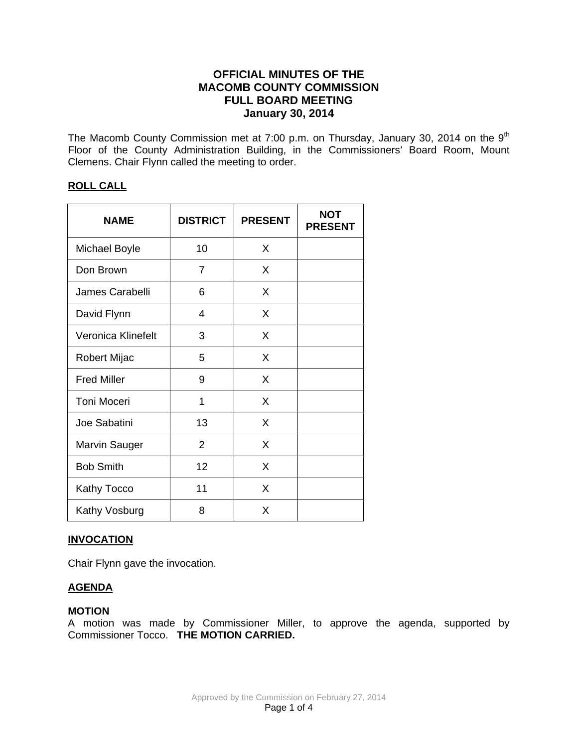# OFFICIAL MINUTES OF THE
# MACOMB COUNTY COMMISSION
# FULL BOARD MEETING
# January 30, 2014

The Macomb County Commission met at 7:00 p.m. on Thursday, January 30, 2014 on the 9th Floor of the County Administration Building, in the Commissioners' Board Room, Mount Clemens. Chair Flynn called the meeting to order.

## ROLL CALL

| NAME | DISTRICT | PRESENT | NOT PRESENT |
|---|---|---|---|
| Michael Boyle | 10 | X | |
| Don Brown | 7 | X | |
| James Carabelli | 6 | X | |
| David Flynn | 4 | X | |
| Veronica Klinefelt | 3 | X | |
| Robert Mijac | 5 | X | |
| Fred Miller | 9 | X | |
| Toni Moceri | 1 | X | |
| Joe Sabatini | 13 | X | |
| Marvin Sauger | 2 | X | |
| Bob Smith | 12 | X | |
| Kathy Tocco | 11 | X | |
| Kathy Vosburg | 8 | X | |

## INVOCATION

Chair Flynn gave the invocation.

## AGENDA

**MOTION**
A motion was made by Commissioner Miller, to approve the agenda, supported by Commissioner Tocco. **THE MOTION CARRIED.**

Approved by the Commission on February 27, 2014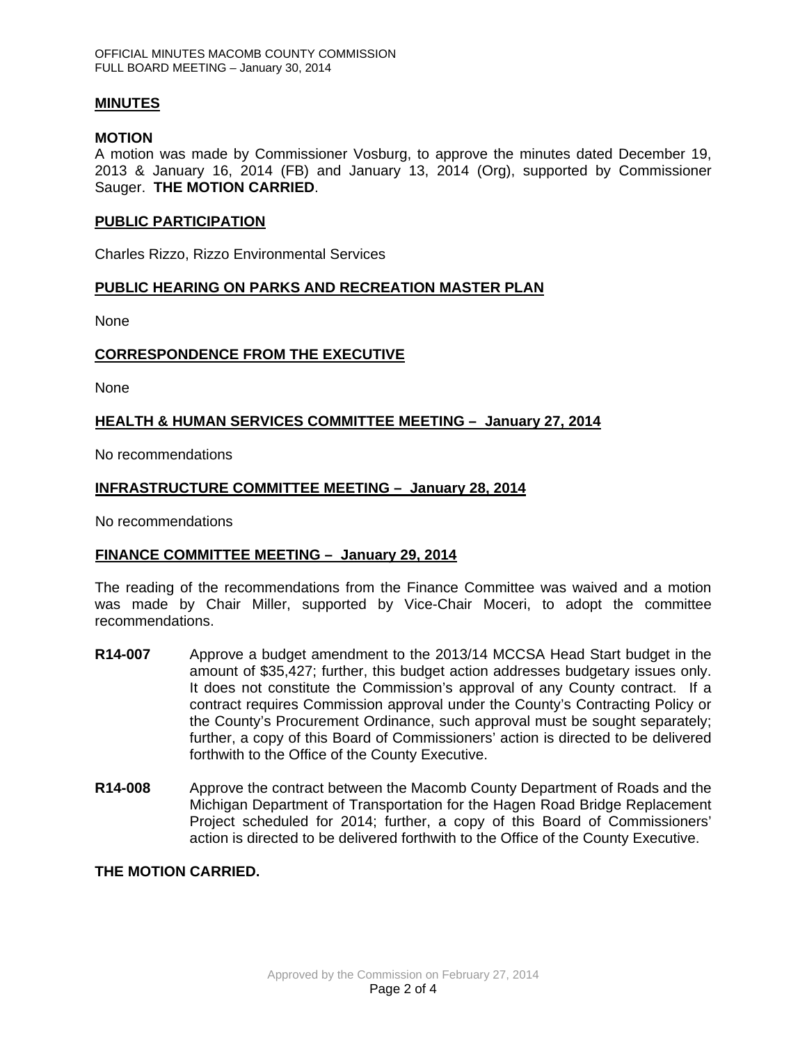## MINUTES

### MOTION

A motion was made by Commissioner Vosburg, to approve the minutes dated December 19, 2013 & January 16, 2014 (FB) and January 13, 2014 (Org), supported by Commissioner Sauger. **THE MOTION CARRIED**.

## PUBLIC PARTICIPATION

Charles Rizzo, Rizzo Environmental Services

## PUBLIC HEARING ON PARKS AND RECREATION MASTER PLAN

None

## CORRESPONDENCE FROM THE EXECUTIVE

None

## HEALTH & HUMAN SERVICES COMMITTEE MEETING – January 27, 2014

No recommendations

## INFRASTRUCTURE COMMITTEE MEETING – January 28, 2014

No recommendations

## FINANCE COMMITTEE MEETING – January 29, 2014

The reading of the recommendations from the Finance Committee was waived and a motion was made by Chair Miller, supported by Vice-Chair Moceri, to adopt the committee recommendations.

**R14-007** Approve a budget amendment to the 2013/14 MCCSA Head Start budget in the amount of $35,427; further, this budget action addresses budgetary issues only. It does not constitute the Commission's approval of any County contract. If a contract requires Commission approval under the County's Contracting Policy or the County's Procurement Ordinance, such approval must be sought separately; further, a copy of this Board of Commissioners' action is directed to be delivered forthwith to the Office of the County Executive.

**R14-008** Approve the contract between the Macomb County Department of Roads and the Michigan Department of Transportation for the Hagen Road Bridge Replacement Project scheduled for 2014; further, a copy of this Board of Commissioners' action is directed to be delivered forthwith to the Office of the County Executive.

**THE MOTION CARRIED.**

Approved by the Commission on February 27, 2014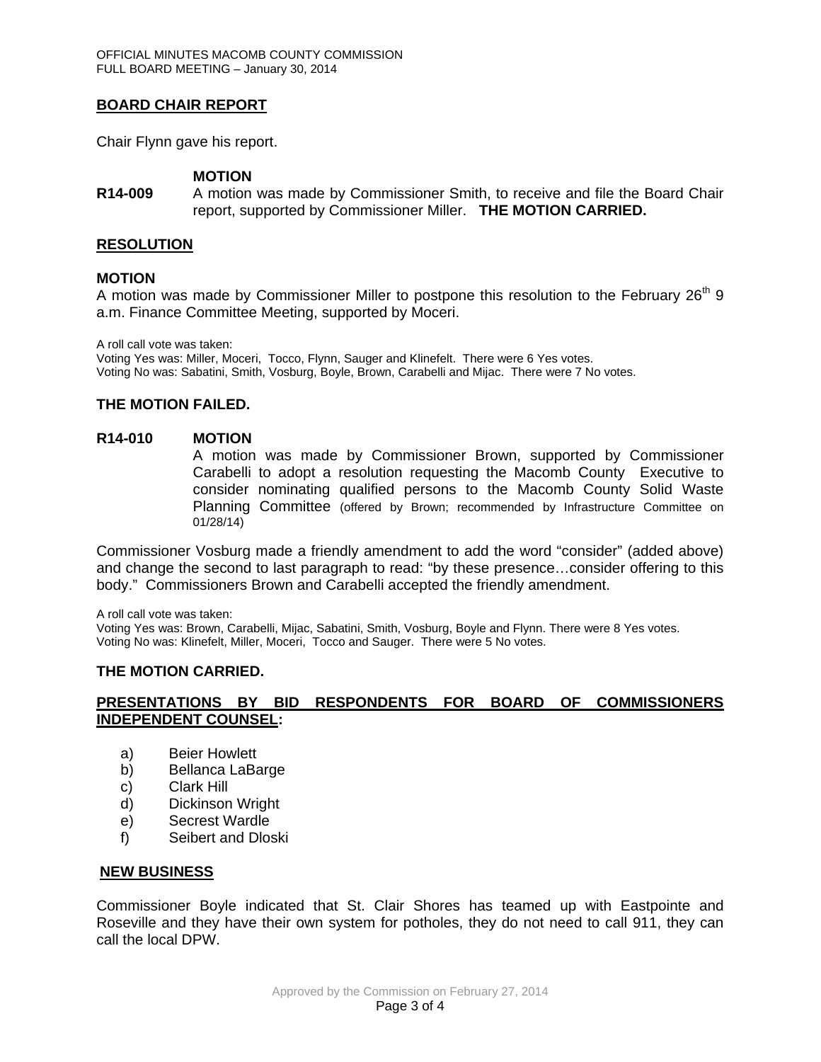## BOARD CHAIR REPORT

Chair Flynn gave his report.

**MOTION**

**R14-009** A motion was made by Commissioner Smith, to receive and file the Board Chair report, supported by Commissioner Miller. **THE MOTION CARRIED.**

## RESOLUTION

**MOTION**

A motion was made by Commissioner Miller to postpone this resolution to the February 26th 9 a.m. Finance Committee Meeting, supported by Moceri.

A roll call vote was taken:
Voting Yes was: Miller, Moceri, Tocco, Flynn, Sauger and Klinefelt. There were 6 Yes votes.
Voting No was: Sabatini, Smith, Vosburg, Boyle, Brown, Carabelli and Mijac. There were 7 No votes.

**THE MOTION FAILED.**

**R14-010 MOTION**

A motion was made by Commissioner Brown, supported by Commissioner Carabelli to adopt a resolution requesting the Macomb County Executive to consider nominating qualified persons to the Macomb County Solid Waste Planning Committee (offered by Brown; recommended by Infrastructure Committee on 01/28/14)

Commissioner Vosburg made a friendly amendment to add the word "consider" (added above) and change the second to last paragraph to read: "by these presence…consider offering to this body." Commissioners Brown and Carabelli accepted the friendly amendment.

A roll call vote was taken:
Voting Yes was: Brown, Carabelli, Mijac, Sabatini, Smith, Vosburg, Boyle and Flynn. There were 8 Yes votes.
Voting No was: Klinefelt, Miller, Moceri, Tocco and Sauger. There were 5 No votes.

**THE MOTION CARRIED.**

## PRESENTATIONS BY BID RESPONDENTS FOR BOARD OF COMMISSIONERS INDEPENDENT COUNSEL:

a) Beier Howlett
b) Bellanca LaBarge
c) Clark Hill
d) Dickinson Wright
e) Secrest Wardle
f) Seibert and Dloski

## NEW BUSINESS

Commissioner Boyle indicated that St. Clair Shores has teamed up with Eastpointe and Roseville and they have their own system for potholes, they do not need to call 911, they can call the local DPW.

Approved by the Commission on February 27, 2014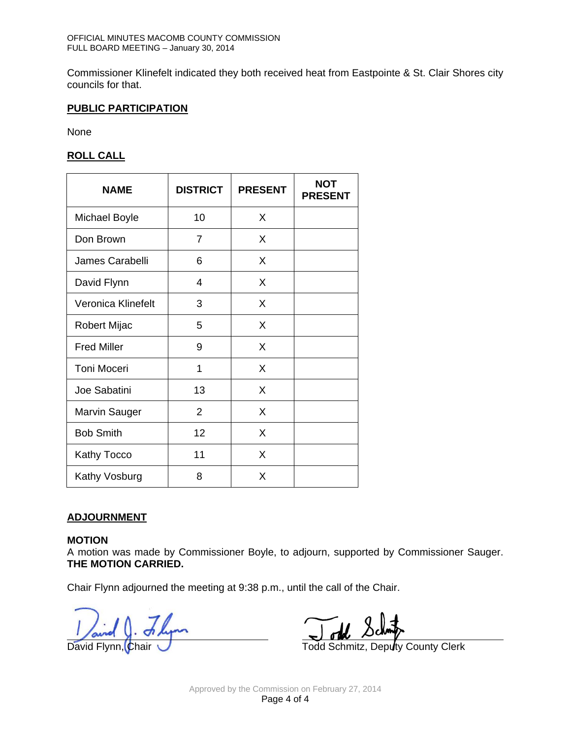Commissioner Klinefelt indicated they both received heat from Eastpointe & St. Clair Shores city councils for that.

## PUBLIC PARTICIPATION

None

## ROLL CALL

| NAME | DISTRICT | PRESENT | NOT PRESENT |
|---|---|---|---|
| Michael Boyle | 10 | X | |
| Don Brown | 7 | X | |
| James Carabelli | 6 | X | |
| David Flynn | 4 | X | |
| Veronica Klinefelt | 3 | X | |
| Robert Mijac | 5 | X | |
| Fred Miller | 9 | X | |
| Toni Moceri | 1 | X | |
| Joe Sabatini | 13 | X | |
| Marvin Sauger | 2 | X | |
| Bob Smith | 12 | X | |
| Kathy Tocco | 11 | X | |
| Kathy Vosburg | 8 | X | |

## ADJOURNMENT

**MOTION**
A motion was made by Commissioner Boyle, to adjourn, supported by Commissioner Sauger. **THE MOTION CARRIED.**

Chair Flynn adjourned the meeting at 9:38 p.m., until the call of the Chair.

David Flynn, Chair

Todd Schmitz, Deputy County Clerk

Approved by the Commission on February 27, 2014